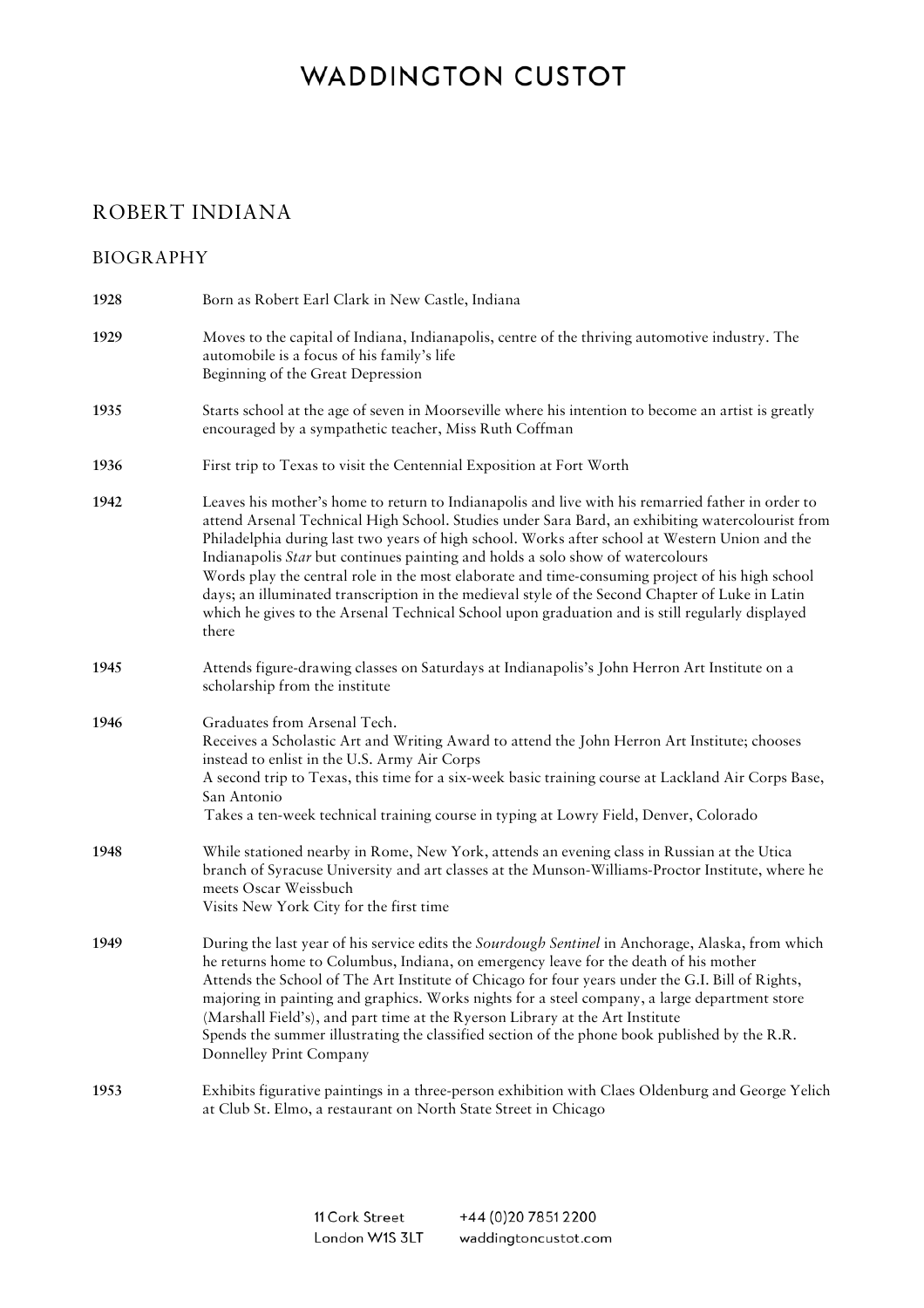# WADDINGTON CUSTOT

## ROBERT INDIANA

### BIOGRAPHY

**1928** Born as Robert Earl Clark in New Castle, Indiana

**1929** Moves to the capital of Indiana, Indianapolis, centre of the thriving automotive industry. The automobile is a focus of his family's life
Beginning of the Great Depression

**1935** Starts school at the age of seven in Moorseville where his intention to become an artist is greatly encouraged by a sympathetic teacher, Miss Ruth Coffman

**1936** First trip to Texas to visit the Centennial Exposition at Fort Worth

**1942** Leaves his mother's home to return to Indianapolis and live with his remarried father in order to attend Arsenal Technical High School. Studies under Sara Bard, an exhibiting watercolourist from Philadelphia during last two years of high school. Works after school at Western Union and the Indianapolis *Star* but continues painting and holds a solo show of watercolours
Words play the central role in the most elaborate and time-consuming project of his high school days; an illuminated transcription in the medieval style of the Second Chapter of Luke in Latin which he gives to the Arsenal Technical School upon graduation and is still regularly displayed there

**1945** Attends figure-drawing classes on Saturdays at Indianapolis's John Herron Art Institute on a scholarship from the institute

**1946** Graduates from Arsenal Tech.
Receives a Scholastic Art and Writing Award to attend the John Herron Art Institute; chooses instead to enlist in the U.S. Army Air Corps
A second trip to Texas, this time for a six-week basic training course at Lackland Air Corps Base, San Antonio
Takes a ten-week technical training course in typing at Lowry Field, Denver, Colorado

**1948** While stationed nearby in Rome, New York, attends an evening class in Russian at the Utica branch of Syracuse University and art classes at the Munson-Williams-Proctor Institute, where he meets Oscar Weissbuch
Visits New York City for the first time

**1949** During the last year of his service edits the *Sourdough Sentinel* in Anchorage, Alaska, from which he returns home to Columbus, Indiana, on emergency leave for the death of his mother
Attends the School of The Art Institute of Chicago for four years under the G.I. Bill of Rights, majoring in painting and graphics. Works nights for a steel company, a large department store (Marshall Field's), and part time at the Ryerson Library at the Art Institute
Spends the summer illustrating the classified section of the phone book published by the R.R. Donnelley Print Company

**1953** Exhibits figurative paintings in a three-person exhibition with Claes Oldenburg and George Yelich at Club St. Elmo, a restaurant on North State Street in Chicago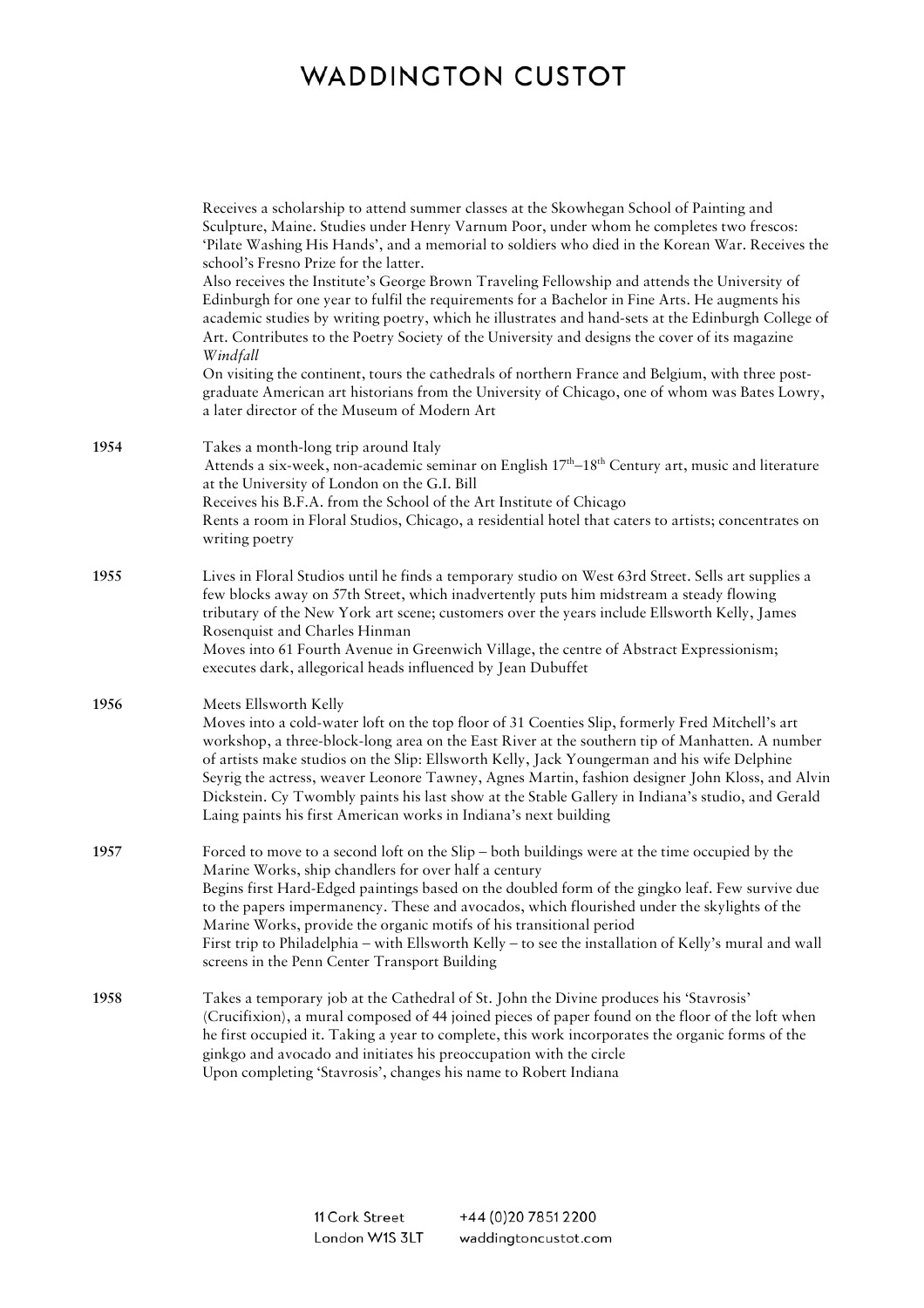Receives a scholarship to attend summer classes at the Skowhegan School of Painting and Sculpture, Maine. Studies under Henry Varnum Poor, under whom he completes two frescos: 'Pilate Washing His Hands', and a memorial to soldiers who died in the Korean War. Receives the school's Fresno Prize for the latter.
Also receives the Institute's George Brown Traveling Fellowship and attends the University of Edinburgh for one year to fulfil the requirements for a Bachelor in Fine Arts. He augments his academic studies by writing poetry, which he illustrates and hand-sets at the Edinburgh College of Art. Contributes to the Poetry Society of the University and designs the cover of its magazine *Windfall*
On visiting the continent, tours the cathedrals of northern France and Belgium, with three post-graduate American art historians from the University of Chicago, one of whom was Bates Lowry, a later director of the Museum of Modern Art

**1954** Takes a month-long trip around Italy
Attends a six-week, non-academic seminar on English 17th–18th Century art, music and literature at the University of London on the G.I. Bill
Receives his B.F.A. from the School of the Art Institute of Chicago
Rents a room in Floral Studios, Chicago, a residential hotel that caters to artists; concentrates on writing poetry

**1955** Lives in Floral Studios until he finds a temporary studio on West 63rd Street. Sells art supplies a few blocks away on 57th Street, which inadvertently puts him midstream a steady flowing tributary of the New York art scene; customers over the years include Ellsworth Kelly, James Rosenquist and Charles Hinman
Moves into 61 Fourth Avenue in Greenwich Village, the centre of Abstract Expressionism; executes dark, allegorical heads influenced by Jean Dubuffet

**1956** Meets Ellsworth Kelly
Moves into a cold-water loft on the top floor of 31 Coenties Slip, formerly Fred Mitchell's art workshop, a three-block-long area on the East River at the southern tip of Manhatten. A number of artists make studios on the Slip: Ellsworth Kelly, Jack Youngerman and his wife Delphine Seyrig the actress, weaver Leonore Tawney, Agnes Martin, fashion designer John Kloss, and Alvin Dickstein. Cy Twombly paints his last show at the Stable Gallery in Indiana's studio, and Gerald Laing paints his first American works in Indiana's next building

**1957** Forced to move to a second loft on the Slip – both buildings were at the time occupied by the Marine Works, ship chandlers for over half a century
Begins first Hard-Edged paintings based on the doubled form of the gingko leaf. Few survive due to the papers impermanency. These and avocados, which flourished under the skylights of the Marine Works, provide the organic motifs of his transitional period
First trip to Philadelphia – with Ellsworth Kelly – to see the installation of Kelly's mural and wall screens in the Penn Center Transport Building

**1958** Takes a temporary job at the Cathedral of St. John the Divine produces his 'Stavrosis' (Crucifixion), a mural composed of 44 joined pieces of paper found on the floor of the loft when he first occupied it. Taking a year to complete, this work incorporates the organic forms of the ginkgo and avocado and initiates his preoccupation with the circle
Upon completing 'Stavrosis', changes his name to Robert Indiana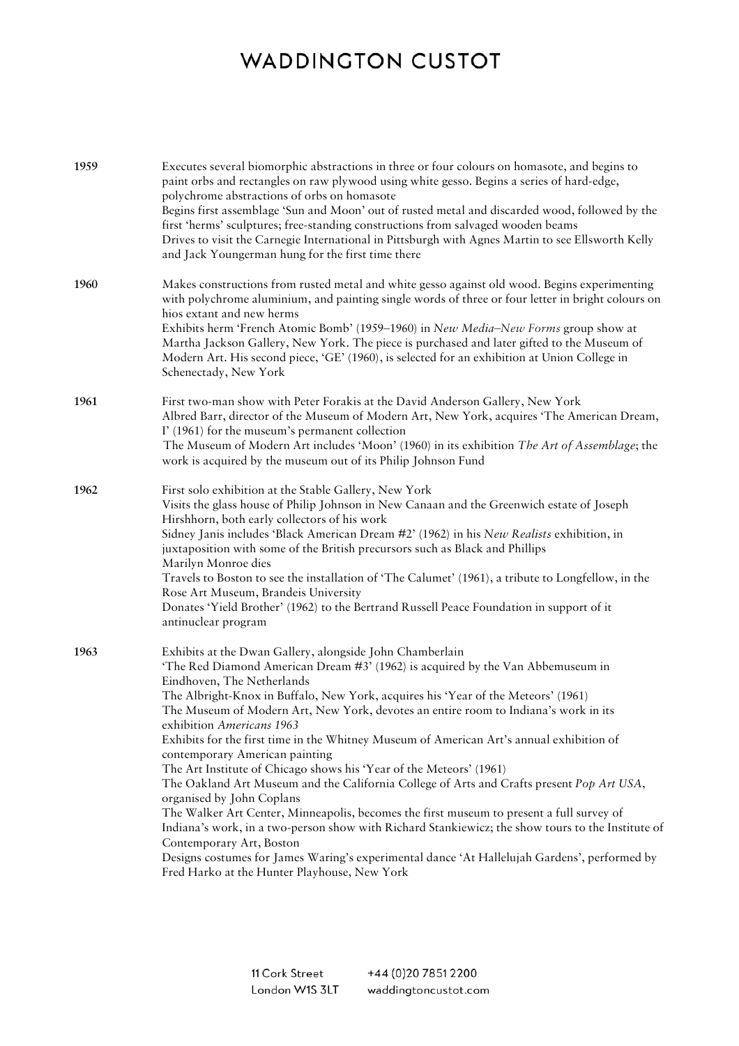**1959**

Executes several biomorphic abstractions in three or four colours on homasote, and begins to paint orbs and rectangles on raw plywood using white gesso. Begins a series of hard-edge, polychrome abstractions of orbs on homasote

Begins first assemblage 'Sun and Moon' out of rusted metal and discarded wood, followed by the first 'herms' sculptures; free-standing constructions from salvaged wooden beams

Drives to visit the Carnegie International in Pittsburgh with Agnes Martin to see Ellsworth Kelly and Jack Youngerman hung for the first time there

**1960**

Makes constructions from rusted metal and white gesso against old wood. Begins experimenting with polychrome aluminium, and painting single words of three or four letter in bright colours on hios extant and new herms

Exhibits herm 'French Atomic Bomb' (1959–1960) in *New Media–New Forms* group show at Martha Jackson Gallery, New York. The piece is purchased and later gifted to the Museum of Modern Art. His second piece, 'GE' (1960), is selected for an exhibition at Union College in Schenectady, New York

**1961**

First two-man show with Peter Forakis at the David Anderson Gallery, New York

Albred Barr, director of the Museum of Modern Art, New York, acquires 'The American Dream, I' (1961) for the museum's permanent collection

The Museum of Modern Art includes 'Moon' (1960) in its exhibition *The Art of Assemblage*; the work is acquired by the museum out of its Philip Johnson Fund

**1962**

First solo exhibition at the Stable Gallery, New York

Visits the glass house of Philip Johnson in New Canaan and the Greenwich estate of Joseph Hirshhorn, both early collectors of his work

Sidney Janis includes 'Black American Dream #2' (1962) in his *New Realists* exhibition, in juxtaposition with some of the British precursors such as Black and Phillips

Marilyn Monroe dies

Travels to Boston to see the installation of 'The Calumet' (1961), a tribute to Longfellow, in the Rose Art Museum, Brandeis University

Donates 'Yield Brother' (1962) to the Bertrand Russell Peace Foundation in support of it antinuclear program

**1963**

Exhibits at the Dwan Gallery, alongside John Chamberlain

'The Red Diamond American Dream #3' (1962) is acquired by the Van Abbemuseum in Eindhoven, The Netherlands

The Albright-Knox in Buffalo, New York, acquires his 'Year of the Meteors' (1961)

The Museum of Modern Art, New York, devotes an entire room to Indiana's work in its exhibition *Americans 1963*

Exhibits for the first time in the Whitney Museum of American Art's annual exhibition of contemporary American painting

The Art Institute of Chicago shows his 'Year of the Meteors' (1961)

The Oakland Art Museum and the California College of Arts and Crafts present *Pop Art USA*, organised by John Coplans

The Walker Art Center, Minneapolis, becomes the first museum to present a full survey of Indiana's work, in a two-person show with Richard Stankiewicz; the show tours to the Institute of Contemporary Art, Boston

Designs costumes for James Waring's experimental dance 'At Hallelujah Gardens', performed by Fred Harko at the Hunter Playhouse, New York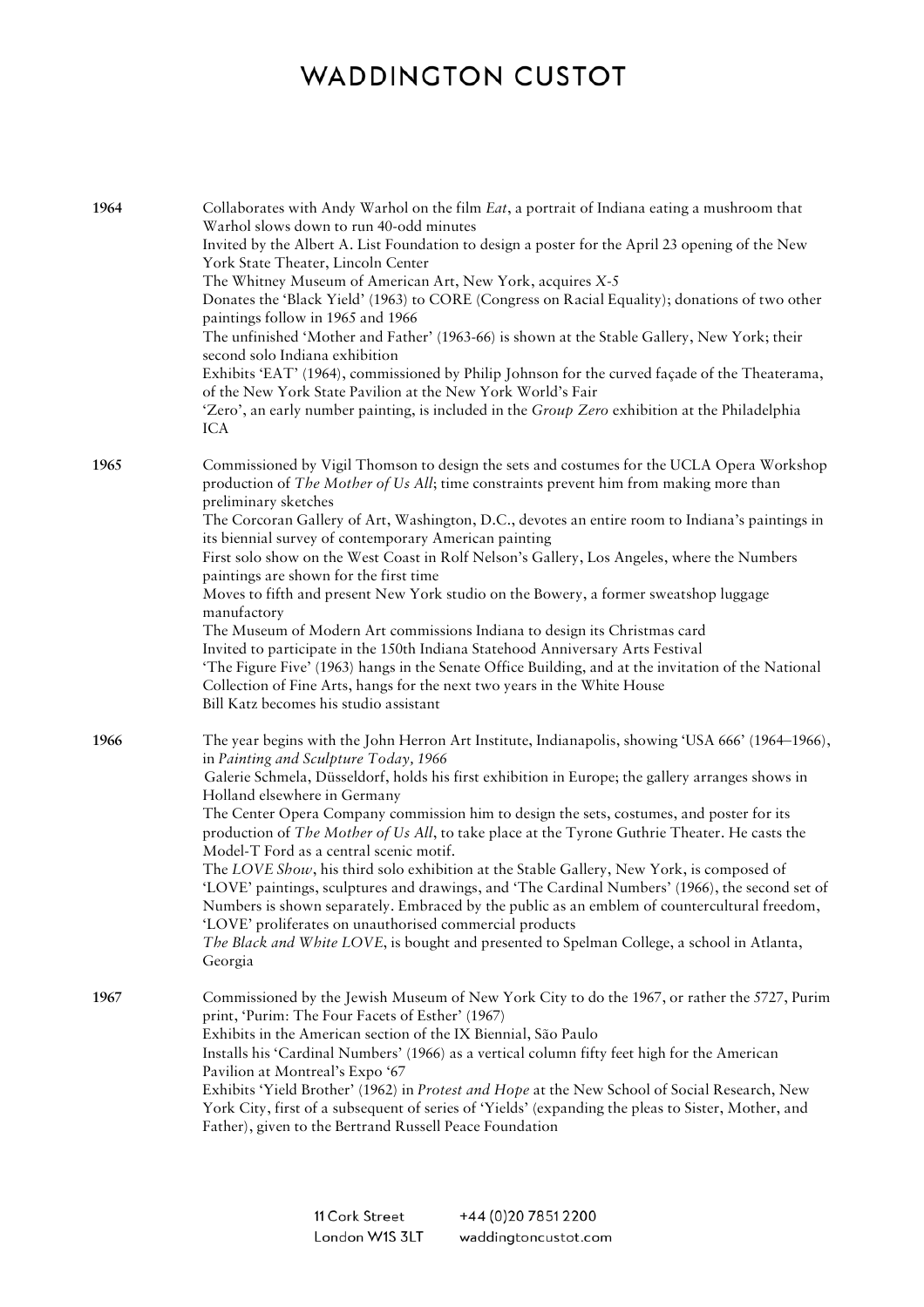**1964**

Collaborates with Andy Warhol on the film *Eat*, a portrait of Indiana eating a mushroom that Warhol slows down to run 40-odd minutes
Invited by the Albert A. List Foundation to design a poster for the April 23 opening of the New York State Theater, Lincoln Center
The Whitney Museum of American Art, New York, acquires *X-5*
Donates the 'Black Yield' (1963) to CORE (Congress on Racial Equality); donations of two other paintings follow in 1965 and 1966
The unfinished 'Mother and Father' (1963-66) is shown at the Stable Gallery, New York; their second solo Indiana exhibition
Exhibits 'EAT' (1964), commissioned by Philip Johnson for the curved façade of the Theaterama, of the New York State Pavilion at the New York World's Fair
'Zero', an early number painting, is included in the *Group Zero* exhibition at the Philadelphia ICA

**1965**

Commissioned by Vigil Thomson to design the sets and costumes for the UCLA Opera Workshop production of *The Mother of Us All*; time constraints prevent him from making more than preliminary sketches
The Corcoran Gallery of Art, Washington, D.C., devotes an entire room to Indiana's paintings in its biennial survey of contemporary American painting
First solo show on the West Coast in Rolf Nelson's Gallery, Los Angeles, where the Numbers paintings are shown for the first time
Moves to fifth and present New York studio on the Bowery, a former sweatshop luggage manufactory
The Museum of Modern Art commissions Indiana to design its Christmas card
Invited to participate in the 150th Indiana Statehood Anniversary Arts Festival
'The Figure Five' (1963) hangs in the Senate Office Building, and at the invitation of the National Collection of Fine Arts, hangs for the next two years in the White House
Bill Katz becomes his studio assistant

**1966**

The year begins with the John Herron Art Institute, Indianapolis, showing 'USA 666' (1964–1966), in *Painting and Sculpture Today, 1966*
Galerie Schmela, Düsseldorf, holds his first exhibition in Europe; the gallery arranges shows in Holland elsewhere in Germany
The Center Opera Company commission him to design the sets, costumes, and poster for its production of *The Mother of Us All*, to take place at the Tyrone Guthrie Theater. He casts the Model-T Ford as a central scenic motif.
The *LOVE Show*, his third solo exhibition at the Stable Gallery, New York, is composed of 'LOVE' paintings, sculptures and drawings, and 'The Cardinal Numbers' (1966), the second set of Numbers is shown separately. Embraced by the public as an emblem of countercultural freedom, 'LOVE' proliferates on unauthorised commercial products
*The Black and White LOVE*, is bought and presented to Spelman College, a school in Atlanta, Georgia

**1967**

Commissioned by the Jewish Museum of New York City to do the 1967, or rather the 5727, Purim print, 'Purim: The Four Facets of Esther' (1967)
Exhibits in the American section of the IX Biennial, São Paulo
Installs his 'Cardinal Numbers' (1966) as a vertical column fifty feet high for the American Pavilion at Montreal's Expo '67
Exhibits 'Yield Brother' (1962) in *Protest and Hope* at the New School of Social Research, New York City, first of a subsequent of series of 'Yields' (expanding the pleas to Sister, Mother, and Father), given to the Bertrand Russell Peace Foundation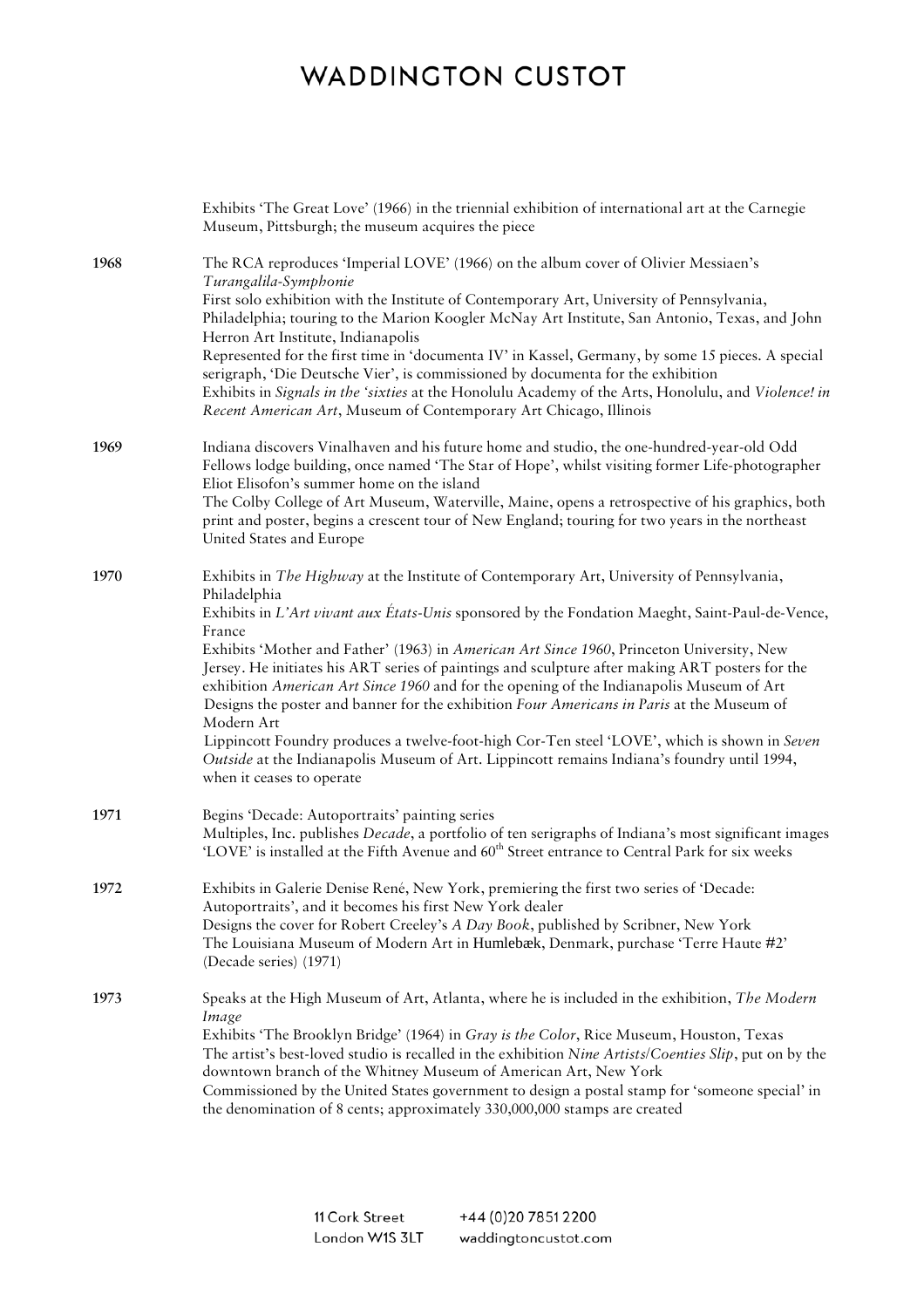Exhibits 'The Great Love' (1966) in the triennial exhibition of international art at the Carnegie Museum, Pittsburgh; the museum acquires the piece

**1968**

The RCA reproduces 'Imperial LOVE' (1966) on the album cover of Olivier Messiaen's *Turangalila-Symphonie*

First solo exhibition with the Institute of Contemporary Art, University of Pennsylvania, Philadelphia; touring to the Marion Koogler McNay Art Institute, San Antonio, Texas, and John Herron Art Institute, Indianapolis

Represented for the first time in 'documenta IV' in Kassel, Germany, by some 15 pieces. A special serigraph, 'Die Deutsche Vier', is commissioned by documenta for the exhibition

Exhibits in *Signals in the 'sixties* at the Honolulu Academy of the Arts, Honolulu, and *Violence! in Recent American Art*, Museum of Contemporary Art Chicago, Illinois

**1969**

Indiana discovers Vinalhaven and his future home and studio, the one-hundred-year-old Odd Fellows lodge building, once named 'The Star of Hope', whilst visiting former Life-photographer Eliot Elisofon's summer home on the island

The Colby College of Art Museum, Waterville, Maine, opens a retrospective of his graphics, both print and poster, begins a crescent tour of New England; touring for two years in the northeast United States and Europe

**1970**

Exhibits in *The Highway* at the Institute of Contemporary Art, University of Pennsylvania, Philadelphia

Exhibits in *L'Art vivant aux États-Unis* sponsored by the Fondation Maeght, Saint-Paul-de-Vence, France

Exhibits 'Mother and Father' (1963) in *American Art Since 1960*, Princeton University, New Jersey. He initiates his ART series of paintings and sculpture after making ART posters for the exhibition *American Art Since 1960* and for the opening of the Indianapolis Museum of Art

Designs the poster and banner for the exhibition *Four Americans in Paris* at the Museum of Modern Art

Lippincott Foundry produces a twelve-foot-high Cor-Ten steel 'LOVE', which is shown in *Seven Outside* at the Indianapolis Museum of Art. Lippincott remains Indiana's foundry until 1994, when it ceases to operate

**1971**

Begins 'Decade: Autoportraits' painting series

Multiples, Inc. publishes *Decade*, a portfolio of ten serigraphs of Indiana's most significant images

'LOVE' is installed at the Fifth Avenue and 60th Street entrance to Central Park for six weeks

**1972**

Exhibits in Galerie Denise René, New York, premiering the first two series of 'Decade: Autoportraits', and it becomes his first New York dealer

Designs the cover for Robert Creeley's *A Day Book*, published by Scribner, New York

The Louisiana Museum of Modern Art in Humlebæk, Denmark, purchase 'Terre Haute #2' (Decade series) (1971)

**1973**

Speaks at the High Museum of Art, Atlanta, where he is included in the exhibition, *The Modern Image*

Exhibits 'The Brooklyn Bridge' (1964) in *Gray is the Color*, Rice Museum, Houston, Texas

The artist's best-loved studio is recalled in the exhibition *Nine Artists/Coenties Slip*, put on by the downtown branch of the Whitney Museum of American Art, New York

Commissioned by the United States government to design a postal stamp for 'someone special' in the denomination of 8 cents; approximately 330,000,000 stamps are created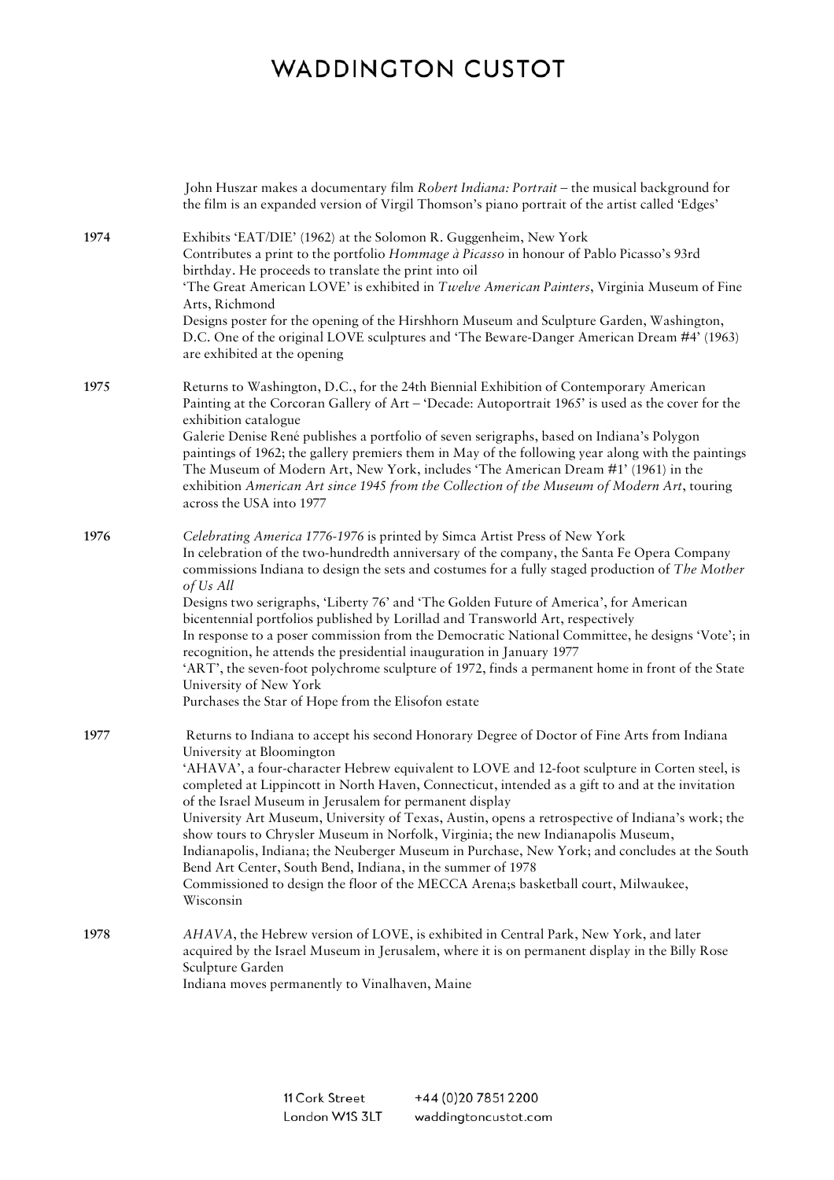John Huszar makes a documentary film *Robert Indiana: Portrait* – the musical background for the film is an expanded version of Virgil Thomson's piano portrait of the artist called 'Edges'

**1974**

Exhibits 'EAT/DIE' (1962) at the Solomon R. Guggenheim, New York
Contributes a print to the portfolio *Hommage à Picasso* in honour of Pablo Picasso's 93rd birthday. He proceeds to translate the print into oil
'The Great American LOVE' is exhibited in *Twelve American Painters*, Virginia Museum of Fine Arts, Richmond
Designs poster for the opening of the Hirshhorn Museum and Sculpture Garden, Washington, D.C. One of the original LOVE sculptures and 'The Beware-Danger American Dream #4' (1963) are exhibited at the opening

**1975**

Returns to Washington, D.C., for the 24th Biennial Exhibition of Contemporary American Painting at the Corcoran Gallery of Art – 'Decade: Autoportrait 1965' is used as the cover for the exhibition catalogue
Galerie Denise René publishes a portfolio of seven serigraphs, based on Indiana's Polygon paintings of 1962; the gallery premiers them in May of the following year along with the paintings
The Museum of Modern Art, New York, includes 'The American Dream #1' (1961) in the exhibition *American Art since 1945 from the Collection of the Museum of Modern Art*, touring across the USA into 1977

**1976**

*Celebrating America 1776-1976* is printed by Simca Artist Press of New York
In celebration of the two-hundredth anniversary of the company, the Santa Fe Opera Company commissions Indiana to design the sets and costumes for a fully staged production of *The Mother of Us All*
Designs two serigraphs, 'Liberty 76' and 'The Golden Future of America', for American bicentennial portfolios published by Lorillad and Transworld Art, respectively
In response to a poser commission from the Democratic National Committee, he designs 'Vote'; in recognition, he attends the presidential inauguration in January 1977
'ART', the seven-foot polychrome sculpture of 1972, finds a permanent home in front of the State University of New York
Purchases the Star of Hope from the Elisofon estate

**1977**

Returns to Indiana to accept his second Honorary Degree of Doctor of Fine Arts from Indiana University at Bloomington
'AHAVA', a four-character Hebrew equivalent to LOVE and 12-foot sculpture in Corten steel, is completed at Lippincott in North Haven, Connecticut, intended as a gift to and at the invitation of the Israel Museum in Jerusalem for permanent display
University Art Museum, University of Texas, Austin, opens a retrospective of Indiana's work; the show tours to Chrysler Museum in Norfolk, Virginia; the new Indianapolis Museum, Indianapolis, Indiana; the Neuberger Museum in Purchase, New York; and concludes at the South Bend Art Center, South Bend, Indiana, in the summer of 1978
Commissioned to design the floor of the MECCA Arena;s basketball court, Milwaukee, Wisconsin

**1978**

*AHAVA*, the Hebrew version of LOVE, is exhibited in Central Park, New York, and later acquired by the Israel Museum in Jerusalem, where it is on permanent display in the Billy Rose Sculpture Garden
Indiana moves permanently to Vinalhaven, Maine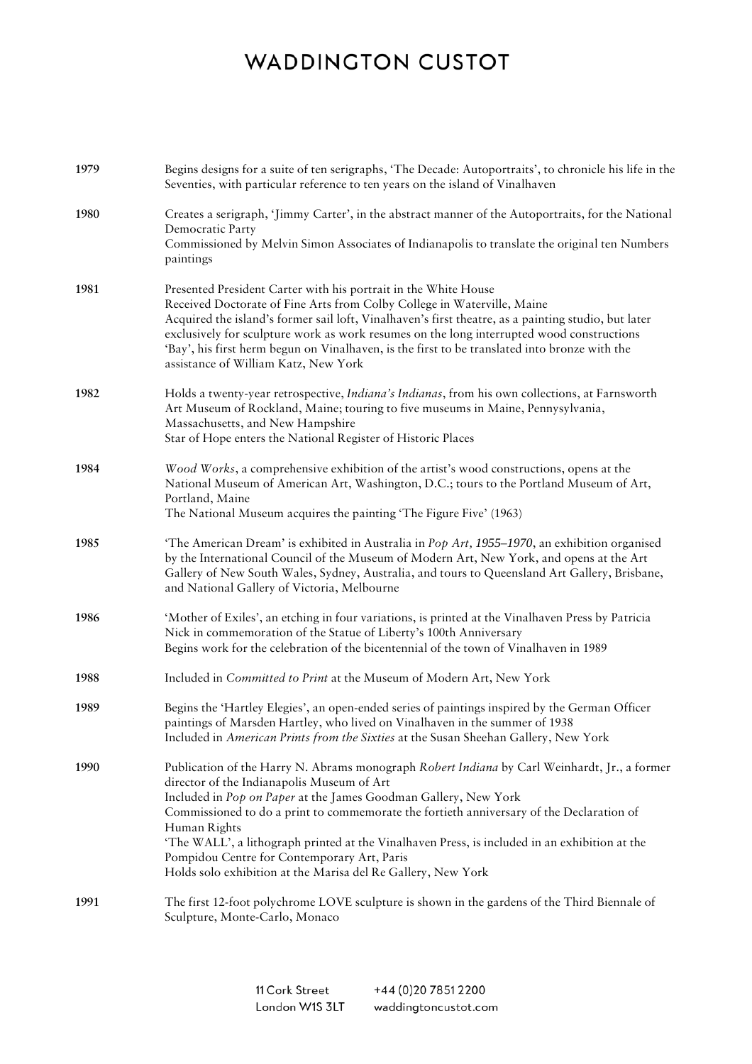**1979** Begins designs for a suite of ten serigraphs, 'The Decade: Autoportraits', to chronicle his life in the Seventies, with particular reference to ten years on the island of Vinalhaven

**1980** Creates a serigraph, 'Jimmy Carter', in the abstract manner of the Autoportraits, for the National Democratic Party
Commissioned by Melvin Simon Associates of Indianapolis to translate the original ten Numbers paintings

**1981** Presented President Carter with his portrait in the White House
Received Doctorate of Fine Arts from Colby College in Waterville, Maine
Acquired the island's former sail loft, Vinalhaven's first theatre, as a painting studio, but later exclusively for sculpture work as work resumes on the long interrupted wood constructions
'Bay', his first herm begun on Vinalhaven, is the first to be translated into bronze with the assistance of William Katz, New York

**1982** Holds a twenty-year retrospective, *Indiana's Indianas*, from his own collections, at Farnsworth Art Museum of Rockland, Maine; touring to five museums in Maine, Pennysylvania, Massachusetts, and New Hampshire
Star of Hope enters the National Register of Historic Places

**1984** *Wood Works*, a comprehensive exhibition of the artist's wood constructions, opens at the National Museum of American Art, Washington, D.C.; tours to the Portland Museum of Art, Portland, Maine
The National Museum acquires the painting 'The Figure Five' (1963)

**1985** 'The American Dream' is exhibited in Australia in *Pop Art, 1955–1970*, an exhibition organised by the International Council of the Museum of Modern Art, New York, and opens at the Art Gallery of New South Wales, Sydney, Australia, and tours to Queensland Art Gallery, Brisbane, and National Gallery of Victoria, Melbourne

**1986** 'Mother of Exiles', an etching in four variations, is printed at the Vinalhaven Press by Patricia Nick in commemoration of the Statue of Liberty's 100th Anniversary
Begins work for the celebration of the bicentennial of the town of Vinalhaven in 1989

**1988** Included in *Committed to Print* at the Museum of Modern Art, New York

**1989** Begins the 'Hartley Elegies', an open-ended series of paintings inspired by the German Officer paintings of Marsden Hartley, who lived on Vinalhaven in the summer of 1938
Included in *American Prints from the Sixties* at the Susan Sheehan Gallery, New York

**1990** Publication of the Harry N. Abrams monograph *Robert Indiana* by Carl Weinhardt, Jr., a former director of the Indianapolis Museum of Art
Included in *Pop on Paper* at the James Goodman Gallery, New York
Commissioned to do a print to commemorate the fortieth anniversary of the Declaration of Human Rights
'The WALL', a lithograph printed at the Vinalhaven Press, is included in an exhibition at the Pompidou Centre for Contemporary Art, Paris
Holds solo exhibition at the Marisa del Re Gallery, New York

**1991** The first 12-foot polychrome LOVE sculpture is shown in the gardens of the Third Biennale of Sculpture, Monte-Carlo, Monaco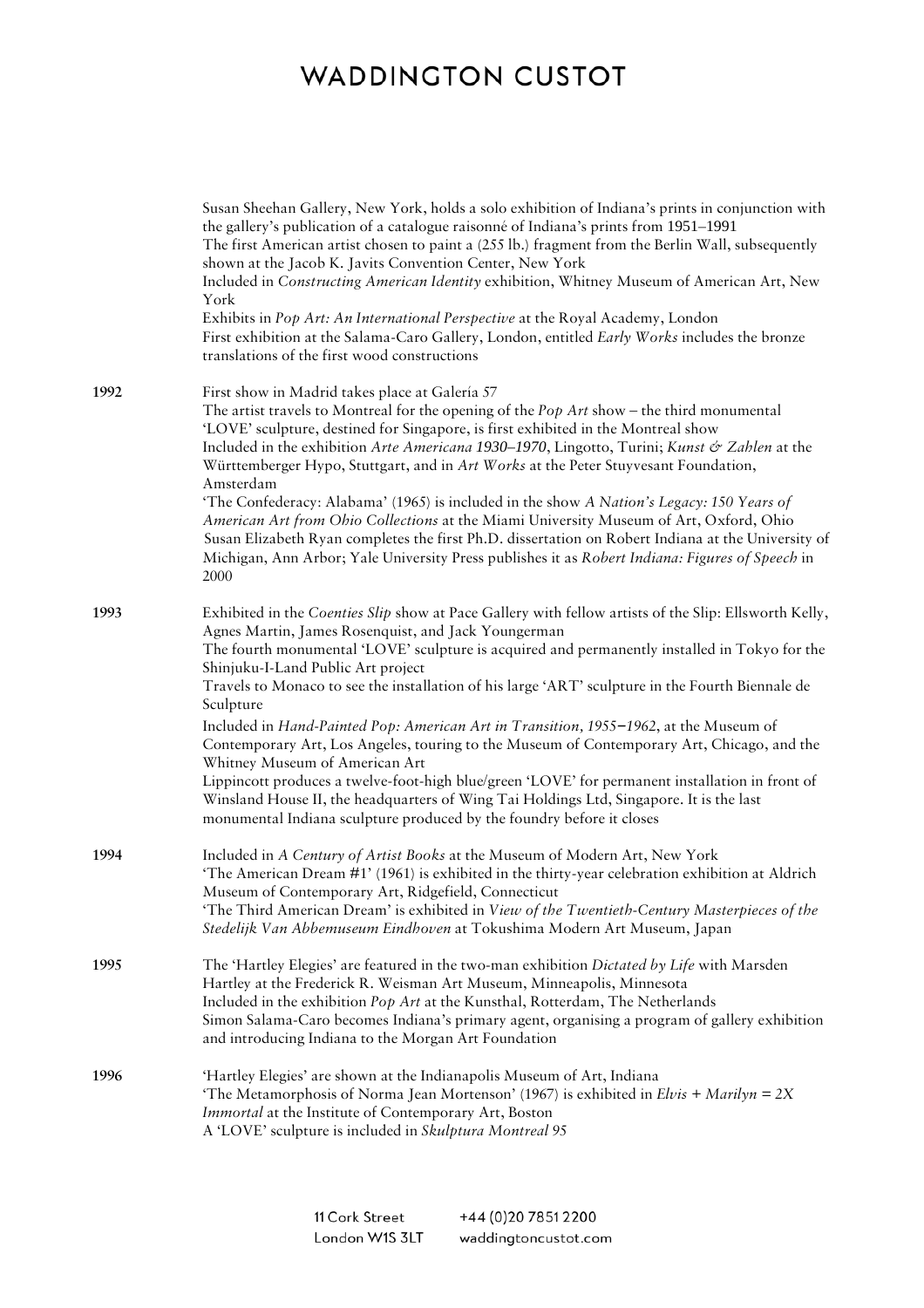Susan Sheehan Gallery, New York, holds a solo exhibition of Indiana's prints in conjunction with the gallery's publication of a catalogue raisonné of Indiana's prints from 1951–1991
The first American artist chosen to paint a (255 lb.) fragment from the Berlin Wall, subsequently shown at the Jacob K. Javits Convention Center, New York
Included in *Constructing American Identity* exhibition, Whitney Museum of American Art, New York
Exhibits in *Pop Art: An International Perspective* at the Royal Academy, London
First exhibition at the Salama-Caro Gallery, London, entitled *Early Works* includes the bronze translations of the first wood constructions

**1992**

First show in Madrid takes place at Galería 57
The artist travels to Montreal for the opening of the *Pop Art* show – the third monumental 'LOVE' sculpture, destined for Singapore, is first exhibited in the Montreal show
Included in the exhibition *Arte Americana 1930–1970*, Lingotto, Turini; *Kunst & Zahlen* at the Württemberger Hypo, Stuttgart, and in *Art Works* at the Peter Stuyvesant Foundation, Amsterdam
'The Confederacy: Alabama' (1965) is included in the show *A Nation's Legacy: 150 Years of American Art from Ohio Collections* at the Miami University Museum of Art, Oxford, Ohio
Susan Elizabeth Ryan completes the first Ph.D. dissertation on Robert Indiana at the University of Michigan, Ann Arbor; Yale University Press publishes it as *Robert Indiana: Figures of Speech* in 2000

**1993**

Exhibited in the *Coenties Slip* show at Pace Gallery with fellow artists of the Slip: Ellsworth Kelly, Agnes Martin, James Rosenquist, and Jack Youngerman
The fourth monumental 'LOVE' sculpture is acquired and permanently installed in Tokyo for the Shinjuku-I-Land Public Art project
Travels to Monaco to see the installation of his large 'ART' sculpture in the Fourth Biennale de Sculpture
Included in *Hand-Painted Pop: American Art in Transition, 1955–1962*, at the Museum of Contemporary Art, Los Angeles, touring to the Museum of Contemporary Art, Chicago, and the Whitney Museum of American Art
Lippincott produces a twelve-foot-high blue/green 'LOVE' for permanent installation in front of Winsland House II, the headquarters of Wing Tai Holdings Ltd, Singapore. It is the last monumental Indiana sculpture produced by the foundry before it closes

**1994**

Included in *A Century of Artist Books* at the Museum of Modern Art, New York
'The American Dream #1' (1961) is exhibited in the thirty-year celebration exhibition at Aldrich Museum of Contemporary Art, Ridgefield, Connecticut
'The Third American Dream' is exhibited in *View of the Twentieth-Century Masterpieces of the Stedelijk Van Abbemuseum Eindhoven* at Tokushima Modern Art Museum, Japan

**1995**

The 'Hartley Elegies' are featured in the two-man exhibition *Dictated by Life* with Marsden Hartley at the Frederick R. Weisman Art Museum, Minneapolis, Minnesota
Included in the exhibition *Pop Art* at the Kunsthal, Rotterdam, The Netherlands
Simon Salama-Caro becomes Indiana's primary agent, organising a program of gallery exhibition and introducing Indiana to the Morgan Art Foundation

**1996**

'Hartley Elegies' are shown at the Indianapolis Museum of Art, Indiana
'The Metamorphosis of Norma Jean Mortenson' (1967) is exhibited in *Elvis + Marilyn = 2X Immortal* at the Institute of Contemporary Art, Boston
A 'LOVE' sculpture is included in *Skulptura Montreal 95*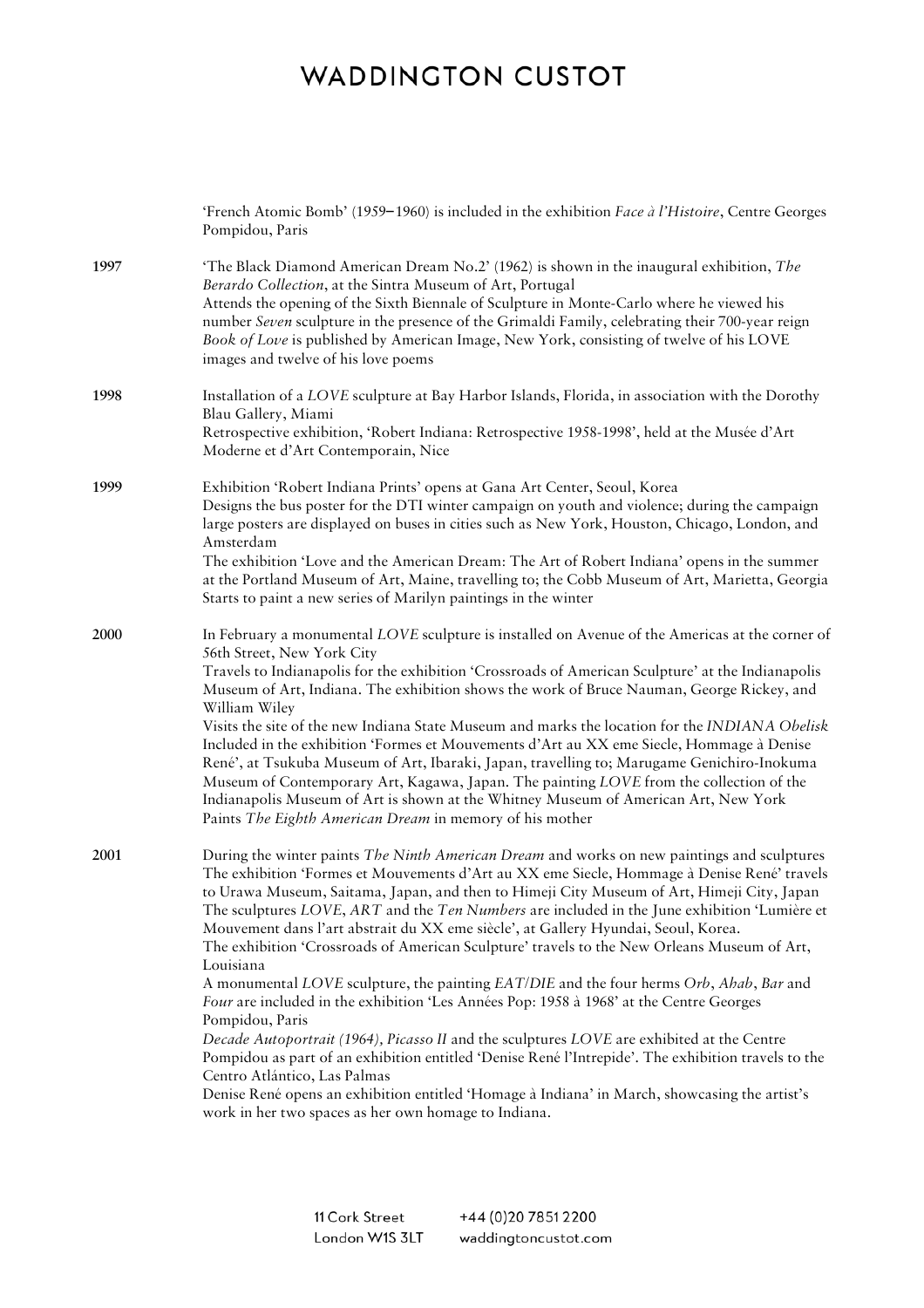'French Atomic Bomb' (1959–1960) is included in the exhibition *Face à l'Histoire*, Centre Georges Pompidou, Paris

**1997**

'The Black Diamond American Dream No.2' (1962) is shown in the inaugural exhibition, *The Berardo Collection*, at the Sintra Museum of Art, Portugal
Attends the opening of the Sixth Biennale of Sculpture in Monte-Carlo where he viewed his number *Seven* sculpture in the presence of the Grimaldi Family, celebrating their 700-year reign
*Book of Love* is published by American Image, New York, consisting of twelve of his LOVE images and twelve of his love poems

**1998**

Installation of a *LOVE* sculpture at Bay Harbor Islands, Florida, in association with the Dorothy Blau Gallery, Miami
Retrospective exhibition, 'Robert Indiana: Retrospective 1958-1998', held at the Musée d'Art Moderne et d'Art Contemporain, Nice

**1999**

Exhibition 'Robert Indiana Prints' opens at Gana Art Center, Seoul, Korea
Designs the bus poster for the DTI winter campaign on youth and violence; during the campaign large posters are displayed on buses in cities such as New York, Houston, Chicago, London, and Amsterdam
The exhibition 'Love and the American Dream: The Art of Robert Indiana' opens in the summer at the Portland Museum of Art, Maine, travelling to; the Cobb Museum of Art, Marietta, Georgia
Starts to paint a new series of Marilyn paintings in the winter

**2000**

In February a monumental *LOVE* sculpture is installed on Avenue of the Americas at the corner of 56th Street, New York City
Travels to Indianapolis for the exhibition 'Crossroads of American Sculpture' at the Indianapolis Museum of Art, Indiana. The exhibition shows the work of Bruce Nauman, George Rickey, and William Wiley
Visits the site of the new Indiana State Museum and marks the location for the *INDIANA Obelisk*
Included in the exhibition 'Formes et Mouvements d'Art au XX eme Siecle, Hommage à Denise René', at Tsukuba Museum of Art, Ibaraki, Japan, travelling to; Marugame Genichiro-Inokuma Museum of Contemporary Art, Kagawa, Japan. The painting *LOVE* from the collection of the Indianapolis Museum of Art is shown at the Whitney Museum of American Art, New York
Paints *The Eighth American Dream* in memory of his mother

**2001**

During the winter paints *The Ninth American Dream* and works on new paintings and sculptures
The exhibition 'Formes et Mouvements d'Art au XX eme Siecle, Hommage à Denise René' travels to Urawa Museum, Saitama, Japan, and then to Himeji City Museum of Art, Himeji City, Japan
The sculptures *LOVE*, *ART* and the *Ten Numbers* are included in the June exhibition 'Lumière et Mouvement dans l'art abstrait du XX eme siècle', at Gallery Hyundai, Seoul, Korea.
The exhibition 'Crossroads of American Sculpture' travels to the New Orleans Museum of Art, Louisiana
A monumental *LOVE* sculpture, the painting *EAT/DIE* and the four herms *Orb*, *Ahab*, *Bar* and *Four* are included in the exhibition 'Les Années Pop: 1958 à 1968' at the Centre Georges Pompidou, Paris
*Decade Autoportrait (1964), Picasso II* and the sculptures *LOVE* are exhibited at the Centre Pompidou as part of an exhibition entitled 'Denise René l'Intrepide'. The exhibition travels to the Centro Atlántico, Las Palmas
Denise René opens an exhibition entitled 'Homage à Indiana' in March, showcasing the artist's work in her two spaces as her own homage to Indiana.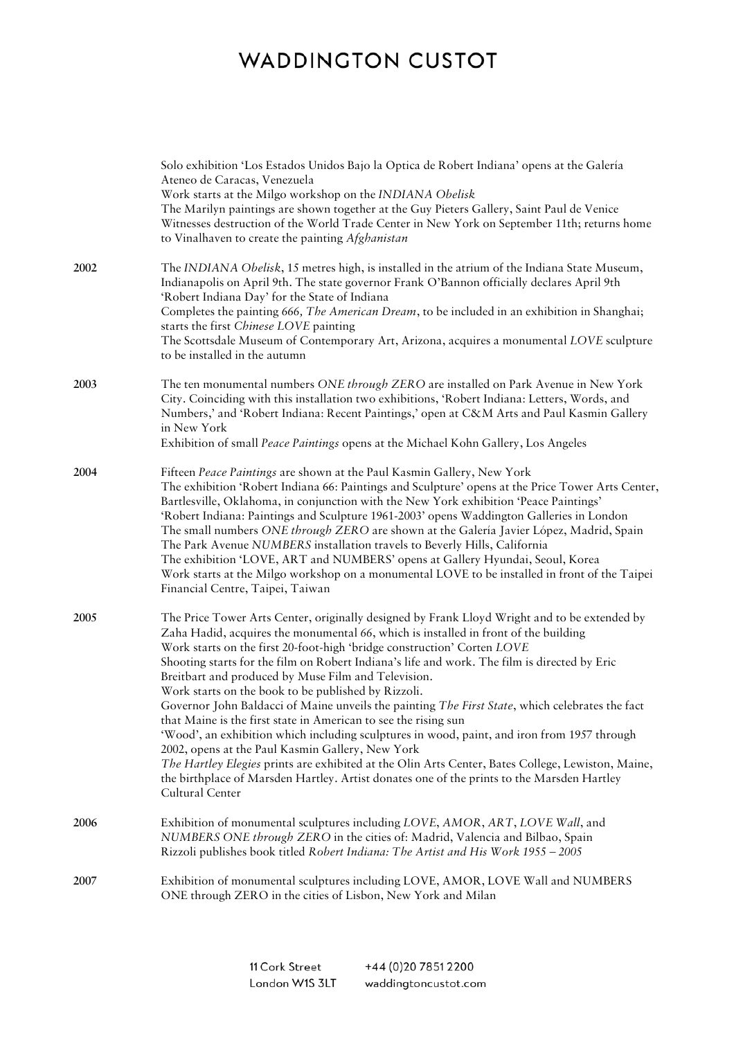Solo exhibition 'Los Estados Unidos Bajo la Optica de Robert Indiana' opens at the Galería Ateneo de Caracas, Venezuela
Work starts at the Milgo workshop on the *INDIANA Obelisk*
The Marilyn paintings are shown together at the Guy Pieters Gallery, Saint Paul de Venice
Witnesses destruction of the World Trade Center in New York on September 11th; returns home to Vinalhaven to create the painting *Afghanistan*

**2002**

The *INDIANA Obelisk*, 15 metres high, is installed in the atrium of the Indiana State Museum, Indianapolis on April 9th. The state governor Frank O'Bannon officially declares April 9th 'Robert Indiana Day' for the State of Indiana
Completes the painting *666, The American Dream*, to be included in an exhibition in Shanghai; starts the first *Chinese LOVE* painting
The Scottsdale Museum of Contemporary Art, Arizona, acquires a monumental *LOVE* sculpture to be installed in the autumn

**2003**

The ten monumental numbers *ONE through ZERO* are installed on Park Avenue in New York City. Coinciding with this installation two exhibitions, 'Robert Indiana: Letters, Words, and Numbers,' and 'Robert Indiana: Recent Paintings,' open at C&M Arts and Paul Kasmin Gallery in New York
Exhibition of small *Peace Paintings* opens at the Michael Kohn Gallery, Los Angeles

**2004**

Fifteen *Peace Paintings* are shown at the Paul Kasmin Gallery, New York
The exhibition 'Robert Indiana 66: Paintings and Sculpture' opens at the Price Tower Arts Center, Bartlesville, Oklahoma, in conjunction with the New York exhibition 'Peace Paintings'
'Robert Indiana: Paintings and Sculpture 1961-2003' opens Waddington Galleries in London
The small numbers *ONE through ZERO* are shown at the Galería Javier López, Madrid, Spain
The Park Avenue *NUMBERS* installation travels to Beverly Hills, California
The exhibition 'LOVE, ART and NUMBERS' opens at Gallery Hyundai, Seoul, Korea
Work starts at the Milgo workshop on a monumental LOVE to be installed in front of the Taipei Financial Centre, Taipei, Taiwan

**2005**

The Price Tower Arts Center, originally designed by Frank Lloyd Wright and to be extended by Zaha Hadid, acquires the monumental 66, which is installed in front of the building
Work starts on the first 20-foot-high 'bridge construction' Corten *LOVE*
Shooting starts for the film on Robert Indiana's life and work. The film is directed by Eric Breitbart and produced by Muse Film and Television.
Work starts on the book to be published by Rizzoli.
Governor John Baldacci of Maine unveils the painting *The First State*, which celebrates the fact that Maine is the first state in American to see the rising sun
'Wood', an exhibition which including sculptures in wood, paint, and iron from 1957 through 2002, opens at the Paul Kasmin Gallery, New York
*The Hartley Elegies* prints are exhibited at the Olin Arts Center, Bates College, Lewiston, Maine, the birthplace of Marsden Hartley. Artist donates one of the prints to the Marsden Hartley Cultural Center

**2006**

Exhibition of monumental sculptures including *LOVE*, *AMOR*, *ART*, *LOVE Wall*, and *NUMBERS ONE through ZERO* in the cities of: Madrid, Valencia and Bilbao, Spain
Rizzoli publishes book titled *Robert Indiana: The Artist and His Work 1955 – 2005*

**2007**

Exhibition of monumental sculptures including LOVE, AMOR, LOVE Wall and NUMBERS ONE through ZERO in the cities of Lisbon, New York and Milan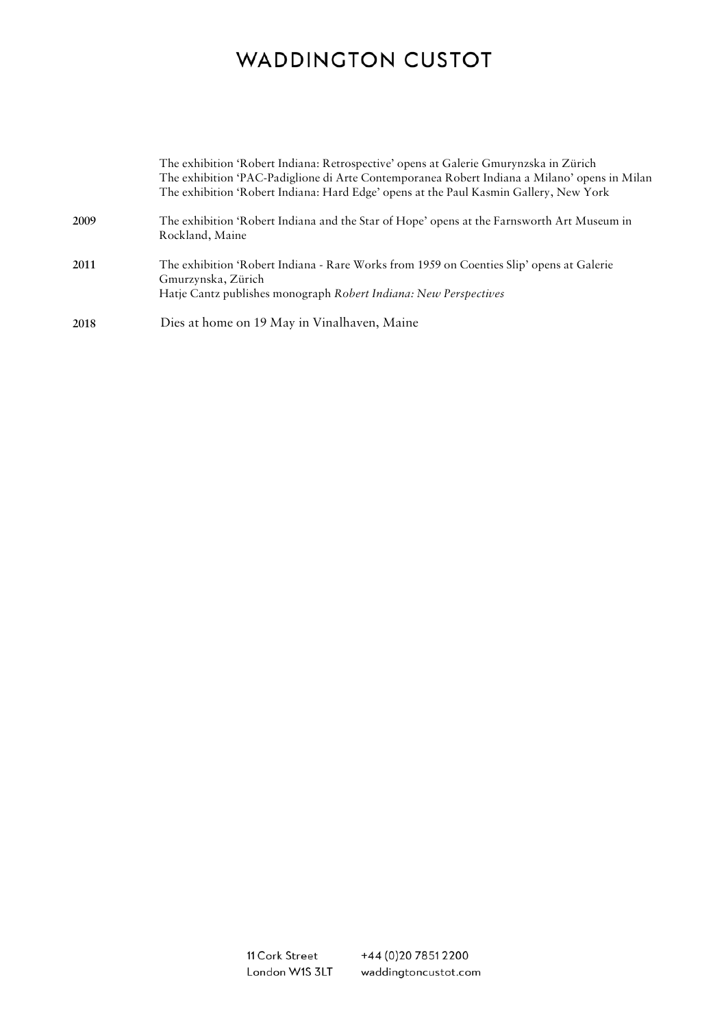The exhibition 'Robert Indiana: Retrospective' opens at Galerie Gmurynzska in Zürich
The exhibition 'PAC-Padiglione di Arte Contemporanea Robert Indiana a Milano' opens in Milan
The exhibition 'Robert Indiana: Hard Edge' opens at the Paul Kasmin Gallery, New York

**2009** The exhibition 'Robert Indiana and the Star of Hope' opens at the Farnsworth Art Museum in Rockland, Maine

**2011** The exhibition 'Robert Indiana - Rare Works from 1959 on Coenties Slip' opens at Galerie Gmurzynska, Zürich
Hatje Cantz publishes monograph *Robert Indiana: New Perspectives*

**2018** Dies at home on 19 May in Vinalhaven, Maine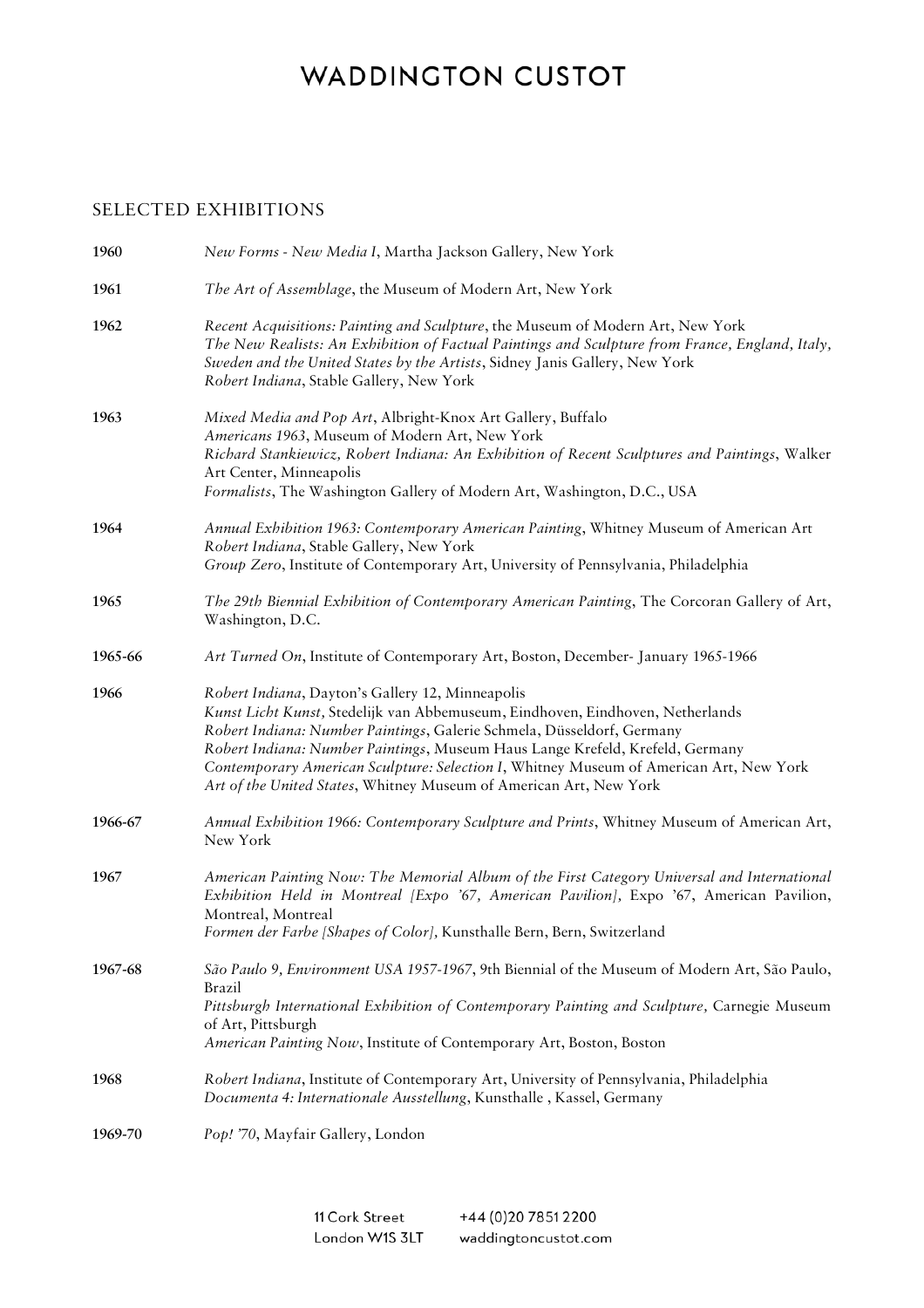## SELECTED EXHIBITIONS

**1960** *New Forms - New Media I*, Martha Jackson Gallery, New York

**1961** *The Art of Assemblage*, the Museum of Modern Art, New York

**1962** *Recent Acquisitions: Painting and Sculpture*, the Museum of Modern Art, New York
*The New Realists: An Exhibition of Factual Paintings and Sculpture from France, England, Italy, Sweden and the United States by the Artists*, Sidney Janis Gallery, New York
*Robert Indiana*, Stable Gallery, New York

**1963** *Mixed Media and Pop Art*, Albright-Knox Art Gallery, Buffalo
*Americans 1963*, Museum of Modern Art, New York
*Richard Stankiewicz, Robert Indiana: An Exhibition of Recent Sculptures and Paintings*, Walker Art Center, Minneapolis
*Formalists*, The Washington Gallery of Modern Art, Washington, D.C., USA

**1964** *Annual Exhibition 1963: Contemporary American Painting*, Whitney Museum of American Art
*Robert Indiana*, Stable Gallery, New York
*Group Zero*, Institute of Contemporary Art, University of Pennsylvania, Philadelphia

**1965** *The 29th Biennial Exhibition of Contemporary American Painting*, The Corcoran Gallery of Art, Washington, D.C.

**1965-66** *Art Turned On*, Institute of Contemporary Art, Boston, December- January 1965-1966

**1966** *Robert Indiana*, Dayton's Gallery 12, Minneapolis
*Kunst Licht Kunst,* Stedelijk van Abbemuseum, Eindhoven, Eindhoven, Netherlands
*Robert Indiana: Number Paintings*, Galerie Schmela, Düsseldorf, Germany
*Robert Indiana: Number Paintings*, Museum Haus Lange Krefeld, Krefeld, Germany
*Contemporary American Sculpture: Selection I*, Whitney Museum of American Art, New York
*Art of the United States*, Whitney Museum of American Art, New York

**1966-67** *Annual Exhibition 1966: Contemporary Sculpture and Prints*, Whitney Museum of American Art, New York

**1967** *American Painting Now: The Memorial Album of the First Category Universal and International Exhibition Held in Montreal [Expo '67, American Pavilion],* Expo '67, American Pavilion, Montreal, Montreal
*Formen der Farbe [Shapes of Color],* Kunsthalle Bern, Bern, Switzerland

**1967-68** *São Paulo 9, Environment USA 1957-1967*, 9th Biennial of the Museum of Modern Art, São Paulo, Brazil
*Pittsburgh International Exhibition of Contemporary Painting and Sculpture,* Carnegie Museum of Art, Pittsburgh
*American Painting Now*, Institute of Contemporary Art, Boston, Boston

**1968** *Robert Indiana*, Institute of Contemporary Art, University of Pennsylvania, Philadelphia
*Documenta 4: Internationale Ausstellung*, Kunsthalle , Kassel, Germany

**1969-70** *Pop! '70*, Mayfair Gallery, London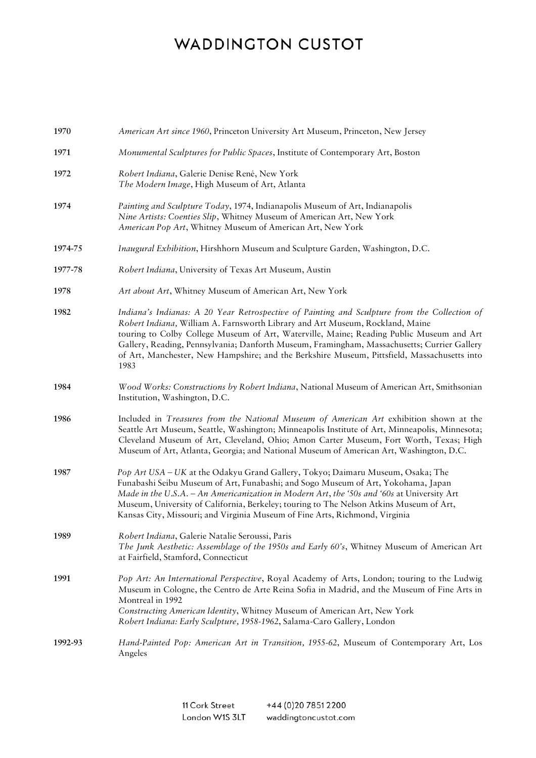**1970** *American Art since 1960*, Princeton University Art Museum, Princeton, New Jersey

**1971** *Monumental Sculptures for Public Spaces*, Institute of Contemporary Art, Boston

**1972** *Robert Indiana*, Galerie Denise René, New York
*The Modern Image*, High Museum of Art, Atlanta

**1974** *Painting and Sculpture Today*, 1974, Indianapolis Museum of Art, Indianapolis
*Nine Artists: Coenties Slip*, Whitney Museum of American Art, New York
*American Pop Art*, Whitney Museum of American Art, New York

**1974-75** *Inaugural Exhibition*, Hirshhorn Museum and Sculpture Garden, Washington, D.C.

**1977-78** *Robert Indiana*, University of Texas Art Museum, Austin

**1978** *Art about Art*, Whitney Museum of American Art, New York

**1982** *Indiana's Indianas: A 20 Year Retrospective of Painting and Sculpture from the Collection of Robert Indiana,* William A. Farnsworth Library and Art Museum, Rockland, Maine
touring to Colby College Museum of Art, Waterville, Maine; Reading Public Museum and Art Gallery, Reading, Pennsylvania; Danforth Museum, Framingham, Massachusetts; Currier Gallery of Art, Manchester, New Hampshire; and the Berkshire Museum, Pittsfield, Massachusetts into 1983

**1984** *Wood Works: Constructions by Robert Indiana*, National Museum of American Art, Smithsonian Institution, Washington, D.C.

**1986** Included in *Treasures from the National Museum of American Art* exhibition shown at the Seattle Art Museum, Seattle, Washington; Minneapolis Institute of Art, Minneapolis, Minnesota; Cleveland Museum of Art, Cleveland, Ohio; Amon Carter Museum, Fort Worth, Texas; High Museum of Art, Atlanta, Georgia; and National Museum of American Art, Washington, D.C.

**1987** *Pop Art USA – UK* at the Odakyu Grand Gallery, Tokyo; Daimaru Museum, Osaka; The Funabashi Seibu Museum of Art, Funabashi; and Sogo Museum of Art, Yokohama, Japan
*Made in the U.S.A. – An Americanization in Modern Art, the '50s and '60s* at University Art Museum, University of California, Berkeley; touring to The Nelson Atkins Museum of Art, Kansas City, Missouri; and Virginia Museum of Fine Arts, Richmond, Virginia

**1989** *Robert Indiana*, Galerie Natalie Seroussi, Paris
*The Junk Aesthetic: Assemblage of the 1950s and Early 60's*, Whitney Museum of American Art at Fairfield, Stamford, Connecticut

**1991** *Pop Art: An International Perspective*, Royal Academy of Arts, London; touring to the Ludwig Museum in Cologne, the Centro de Arte Reina Sofia in Madrid, and the Museum of Fine Arts in Montreal in 1992
*Constructing American Identity*, Whitney Museum of American Art, New York
*Robert Indiana: Early Sculpture, 1958-1962*, Salama-Caro Gallery, London

**1992-93** *Hand-Painted Pop: American Art in Transition, 1955-62*, Museum of Contemporary Art, Los Angeles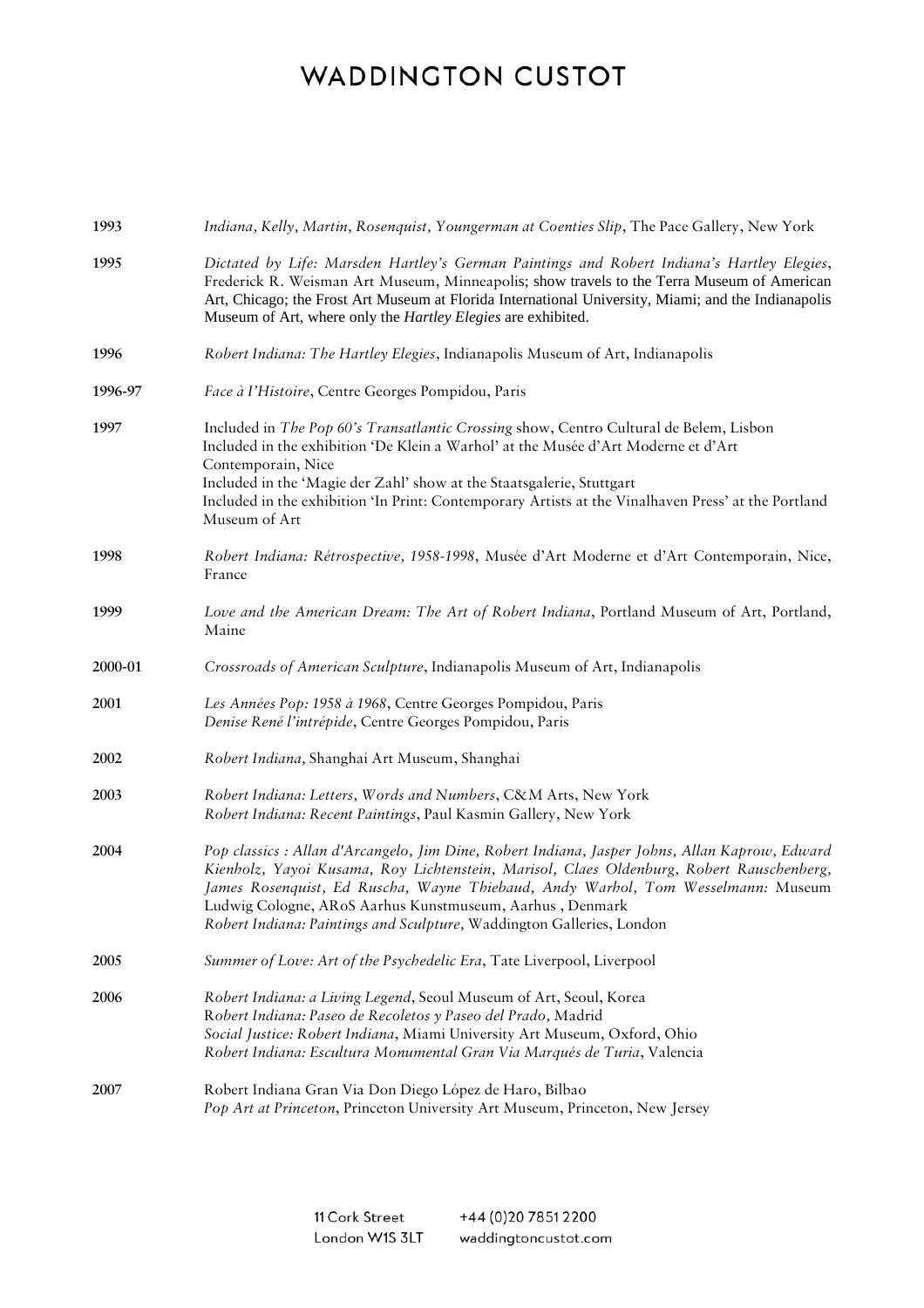**1993** *Indiana, Kelly, Martin, Rosenquist, Youngerman at Coenties Slip*, The Pace Gallery, New York

**1995** *Dictated by Life: Marsden Hartley's German Paintings and Robert Indiana's Hartley Elegies*, Frederick R. Weisman Art Museum, Minneapolis; show travels to the Terra Museum of American Art, Chicago; the Frost Art Museum at Florida International University, Miami; and the Indianapolis Museum of Art, where only the *Hartley Elegies* are exhibited.

**1996** *Robert Indiana: The Hartley Elegies*, Indianapolis Museum of Art, Indianapolis

**1996-97** *Face à l'Histoire*, Centre Georges Pompidou, Paris

**1997** Included in *The Pop 60's Transatlantic Crossing* show, Centro Cultural de Belem, Lisbon
Included in the exhibition 'De Klein a Warhol' at the Musée d'Art Moderne et d'Art Contemporain, Nice
Included in the 'Magie der Zahl' show at the Staatsgalerie, Stuttgart
Included in the exhibition 'In Print: Contemporary Artists at the Vinalhaven Press' at the Portland Museum of Art

**1998** *Robert Indiana: Rétrospective, 1958-1998*, Musée d'Art Moderne et d'Art Contemporain, Nice, France

**1999** *Love and the American Dream: The Art of Robert Indiana*, Portland Museum of Art, Portland, Maine

**2000-01** *Crossroads of American Sculpture*, Indianapolis Museum of Art, Indianapolis

**2001** *Les Années Pop: 1958 à 1968*, Centre Georges Pompidou, Paris
*Denise René l'intrépide*, Centre Georges Pompidou, Paris

**2002** *Robert Indiana,* Shanghai Art Museum, Shanghai

**2003** *Robert Indiana: Letters, Words and Numbers*, C&M Arts, New York
*Robert Indiana: Recent Paintings*, Paul Kasmin Gallery, New York

**2004** *Pop classics : Allan d'Arcangelo, Jim Dine, Robert Indiana, Jasper Johns, Allan Kaprow, Edward Kienholz, Yayoi Kusama, Roy Lichtenstein, Marisol, Claes Oldenburg, Robert Rauschenberg, James Rosenquist, Ed Ruscha, Wayne Thiebaud, Andy Warhol, Tom Wesselmann:* Museum Ludwig Cologne, ARoS Aarhus Kunstmuseum, Aarhus , Denmark
*Robert Indiana: Paintings and Sculpture,* Waddington Galleries, London

**2005** *Summer of Love: Art of the Psychedelic Era*, Tate Liverpool, Liverpool

**2006** *Robert Indiana: a Living Legend*, Seoul Museum of Art, Seoul, Korea
*Robert Indiana: Paseo de Recoletos y Paseo del Prado,* Madrid
*Social Justice: Robert Indiana*, Miami University Art Museum, Oxford, Ohio
*Robert Indiana: Escultura Monumental Gran Via Marqués de Turia*, Valencia

**2007** Robert Indiana Gran Via Don Diego López de Haro, Bilbao
*Pop Art at Princeton*, Princeton University Art Museum, Princeton, New Jersey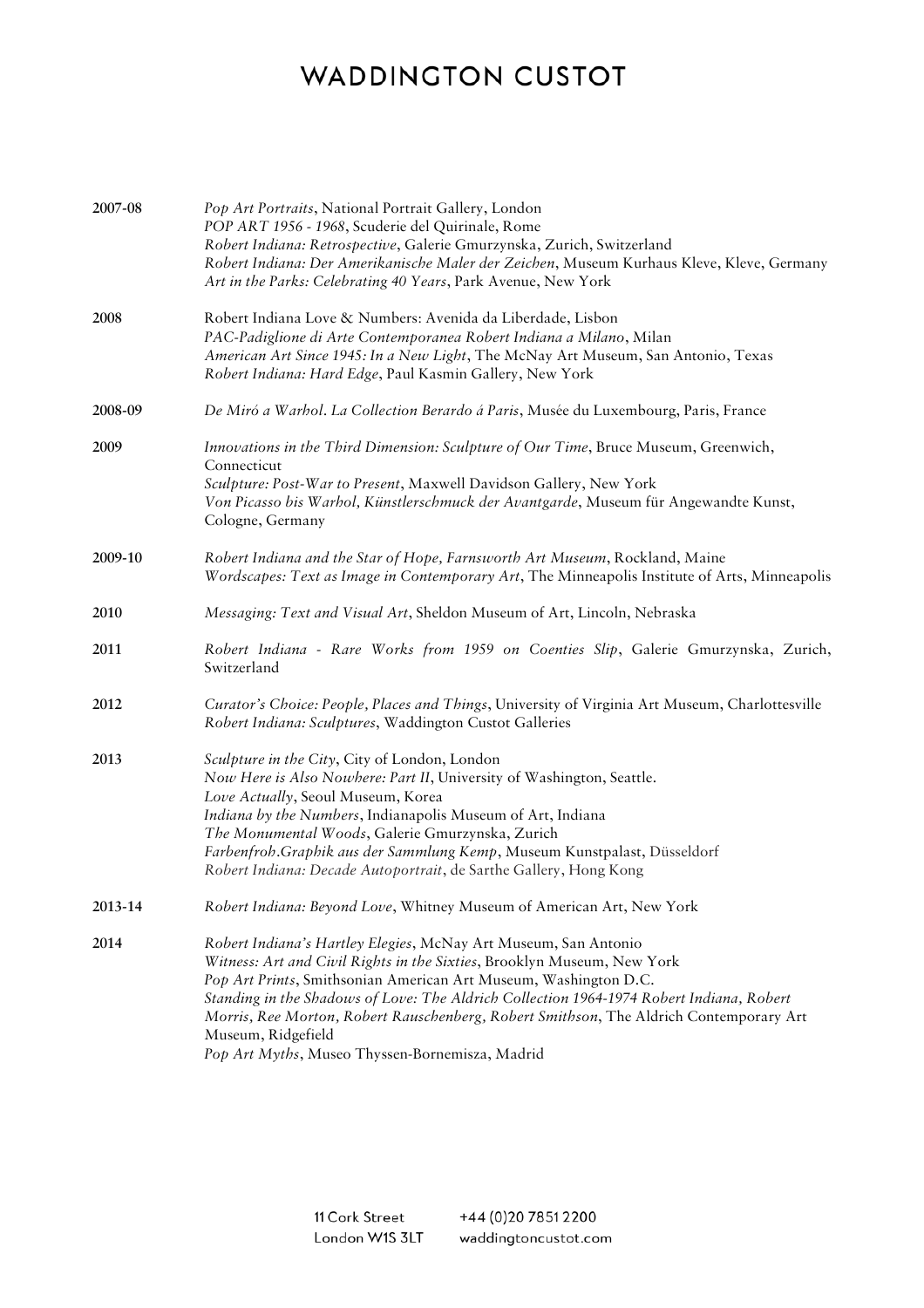# WADDINGTON CUSTOT

**2007-08**
*Pop Art Portraits*, National Portrait Gallery, London
*POP ART 1956 - 1968*, Scuderie del Quirinale, Rome
*Robert Indiana: Retrospective*, Galerie Gmurzynska, Zurich, Switzerland
*Robert Indiana: Der Amerikanische Maler der Zeichen*, Museum Kurhaus Kleve, Kleve, Germany
*Art in the Parks: Celebrating 40 Years*, Park Avenue, New York

**2008**
Robert Indiana Love & Numbers: Avenida da Liberdade, Lisbon
*PAC-Padiglione di Arte Contemporanea Robert Indiana a Milano*, Milan
*American Art Since 1945: In a New Light*, The McNay Art Museum, San Antonio, Texas
*Robert Indiana: Hard Edge*, Paul Kasmin Gallery, New York

**2008-09**
*De Miró a Warhol. La Collection Berardo á Paris*, Musée du Luxembourg, Paris, France

**2009**
*Innovations in the Third Dimension: Sculpture of Our Time*, Bruce Museum, Greenwich, Connecticut
*Sculpture: Post-War to Present*, Maxwell Davidson Gallery, New York
*Von Picasso bis Warhol, Künstlerschmuck der Avantgarde*, Museum für Angewandte Kunst, Cologne, Germany

**2009-10**
*Robert Indiana and the Star of Hope, Farnsworth Art Museum*, Rockland, Maine
*Wordscapes: Text as Image in Contemporary Art*, The Minneapolis Institute of Arts, Minneapolis

**2010**
*Messaging: Text and Visual Art*, Sheldon Museum of Art, Lincoln, Nebraska

**2011**
*Robert Indiana - Rare Works from 1959 on Coenties Slip*, Galerie Gmurzynska, Zurich, Switzerland

**2012**
*Curator's Choice: People, Places and Things*, University of Virginia Art Museum, Charlottesville
*Robert Indiana: Sculptures*, Waddington Custot Galleries

**2013**
*Sculpture in the City*, City of London, London
*Now Here is Also Nowhere: Part II*, University of Washington, Seattle.
*Love Actually*, Seoul Museum, Korea
*Indiana by the Numbers*, Indianapolis Museum of Art, Indiana
*The Monumental Woods*, Galerie Gmurzynska, Zurich
*Farbenfroh.Graphik aus der Sammlung Kemp*, Museum Kunstpalast, Düsseldorf
*Robert Indiana: Decade Autoportrait*, de Sarthe Gallery, Hong Kong

**2013-14**
*Robert Indiana: Beyond Love*, Whitney Museum of American Art, New York

**2014**
*Robert Indiana's Hartley Elegies*, McNay Art Museum, San Antonio
*Witness: Art and Civil Rights in the Sixties*, Brooklyn Museum, New York
*Pop Art Prints*, Smithsonian American Art Museum, Washington D.C.
*Standing in the Shadows of Love: The Aldrich Collection 1964-1974 Robert Indiana, Robert Morris, Ree Morton, Robert Rauschenberg, Robert Smithson*, The Aldrich Contemporary Art Museum, Ridgefield
*Pop Art Myths*, Museo Thyssen-Bornemisza, Madrid

11 Cork Street
London W1S 3LT
+44 (0)20 7851 2200
waddingtoncustot.com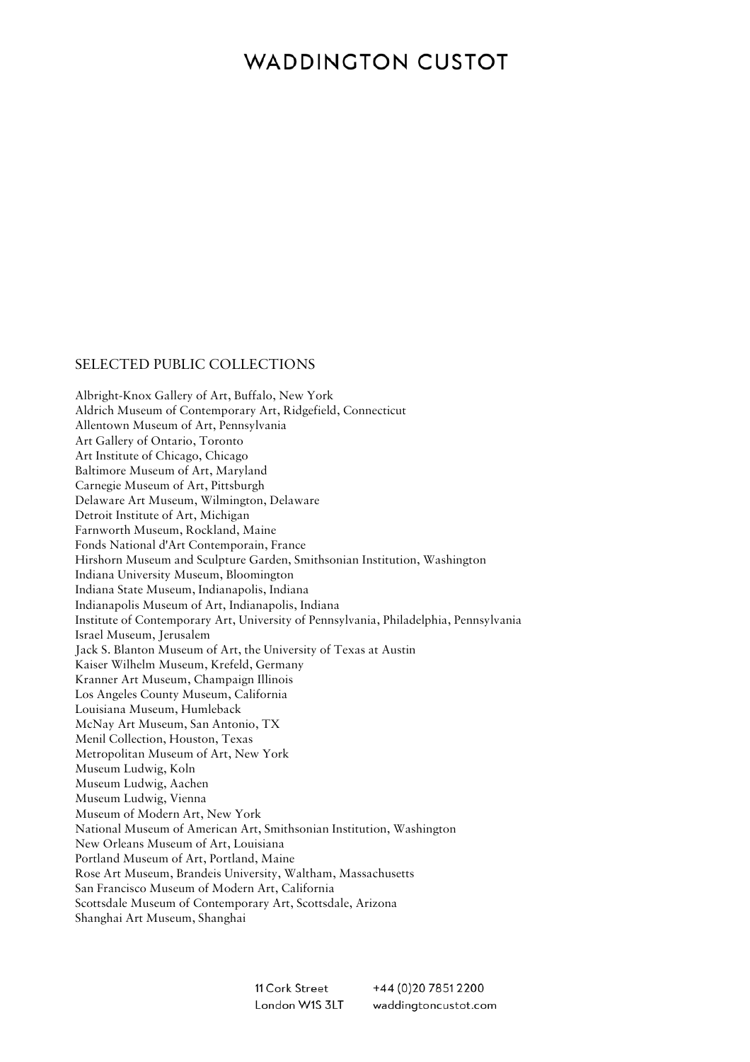## SELECTED PUBLIC COLLECTIONS

Albright-Knox Gallery of Art, Buffalo, New York
Aldrich Museum of Contemporary Art, Ridgefield, Connecticut
Allentown Museum of Art, Pennsylvania
Art Gallery of Ontario, Toronto
Art Institute of Chicago, Chicago
Baltimore Museum of Art, Maryland
Carnegie Museum of Art, Pittsburgh
Delaware Art Museum, Wilmington, Delaware
Detroit Institute of Art, Michigan
Farnworth Museum, Rockland, Maine
Fonds National d'Art Contemporain, France
Hirshorn Museum and Sculpture Garden, Smithsonian Institution, Washington
Indiana University Museum, Bloomington
Indiana State Museum, Indianapolis, Indiana
Indianapolis Museum of Art, Indianapolis, Indiana
Institute of Contemporary Art, University of Pennsylvania, Philadelphia, Pennsylvania
Israel Museum, Jerusalem
Jack S. Blanton Museum of Art, the University of Texas at Austin
Kaiser Wilhelm Museum, Krefeld, Germany
Kranner Art Museum, Champaign Illinois
Los Angeles County Museum, California
Louisiana Museum, Humleback
McNay Art Museum, San Antonio, TX
Menil Collection, Houston, Texas
Metropolitan Museum of Art, New York
Museum Ludwig, Koln
Museum Ludwig, Aachen
Museum Ludwig, Vienna
Museum of Modern Art, New York
National Museum of American Art, Smithsonian Institution, Washington
New Orleans Museum of Art, Louisiana
Portland Museum of Art, Portland, Maine
Rose Art Museum, Brandeis University, Waltham, Massachusetts
San Francisco Museum of Modern Art, California
Scottsdale Museum of Contemporary Art, Scottsdale, Arizona
Shanghai Art Museum, Shanghai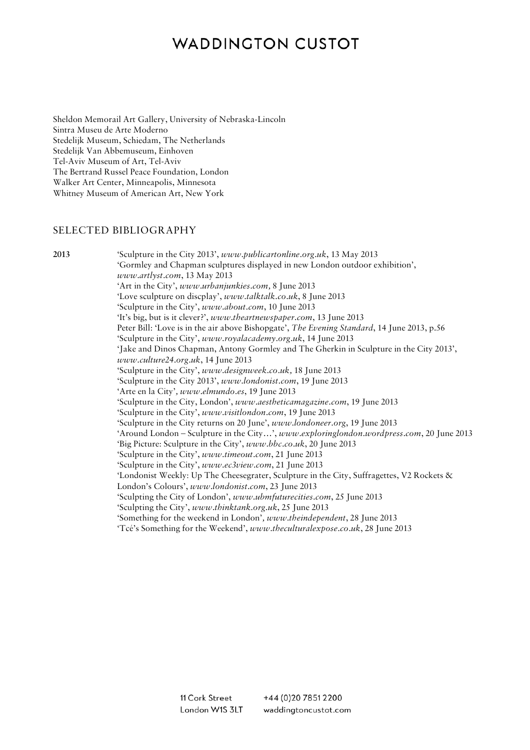Sheldon Memorail Art Gallery, University of Nebraska-Lincoln
Sintra Museu de Arte Moderno
Stedelijk Museum, Schiedam, The Netherlands
Stedelijk Van Abbemuseum, Einhoven
Tel-Aviv Museum of Art, Tel-Aviv
The Bertrand Russel Peace Foundation, London
Walker Art Center, Minneapolis, Minnesota
Whitney Museum of American Art, New York

## SELECTED BIBLIOGRAPHY

**2013**

'Sculpture in the City 2013', *www.publicartonline.org.uk*, 13 May 2013
'Gormley and Chapman sculptures displayed in new London outdoor exhibition', *www.artlyst.com*, 13 May 2013
'Art in the City', *www.urbanjunkies.com,* 8 June 2013
'Love sculpture on discplay', *www.talktalk.co.uk*, 8 June 2013
'Sculpture in the City', *www.about.com*, 10 June 2013
'It's big, but is it clever?', *www.theartnewspaper.com*, 13 June 2013
Peter Bill: 'Love is in the air above Bishopgate', *The Evening Standard*, 14 June 2013, p.56
'Sculpture in the City', *www.royalacademy.org.uk*, 14 June 2013
'Jake and Dinos Chapman, Antony Gormley and The Gherkin in Sculpture in the City 2013', *www.culture24.org.uk*, 14 June 2013
'Sculpture in the City', *www.designweek.co.uk,* 18 June 2013
'Sculpture in the City 2013', *www.londonist.com*, 19 June 2013
'Arte en la City'*, www.elmundo.es*, 19 June 2013
'Sculpture in the City, London', *www.aestheticamagazine.com*, 19 June 2013
'Sculpture in the City', *www.visitlondon.com*, 19 June 2013
'Sculpture in the City returns on 20 June', *www.londoneer.org*, 19 June 2013
'Around London – Sculpture in the City…', *www.exploringlondon.wordpress.com*, 20 June 2013
'Big Picture: Sculpture in the City', *www.bbc.co.uk*, 20 June 2013
'Sculpture in the City', *www.timeout.com*, 21 June 2013
'Sculpture in the City', *www.ec3view.com*, 21 June 2013
'Londonist Weekly: Up The Cheesegrater, Sculpture in the City, Suffragettes, V2 Rockets & London's Colours', *www.londonist.com*, 23 June 2013
'Sculpting the City of London', *www.ubmfuturecities.com*, 25 June 2013
'Sculpting the City', *www.thinktank.org.uk*, 25 June 2013
'Something for the weekend in London'*, www.theindependent*, 28 June 2013
'Tcé's Something for the Weekend', *www.theculturalexpose.co.uk*, 28 June 2013